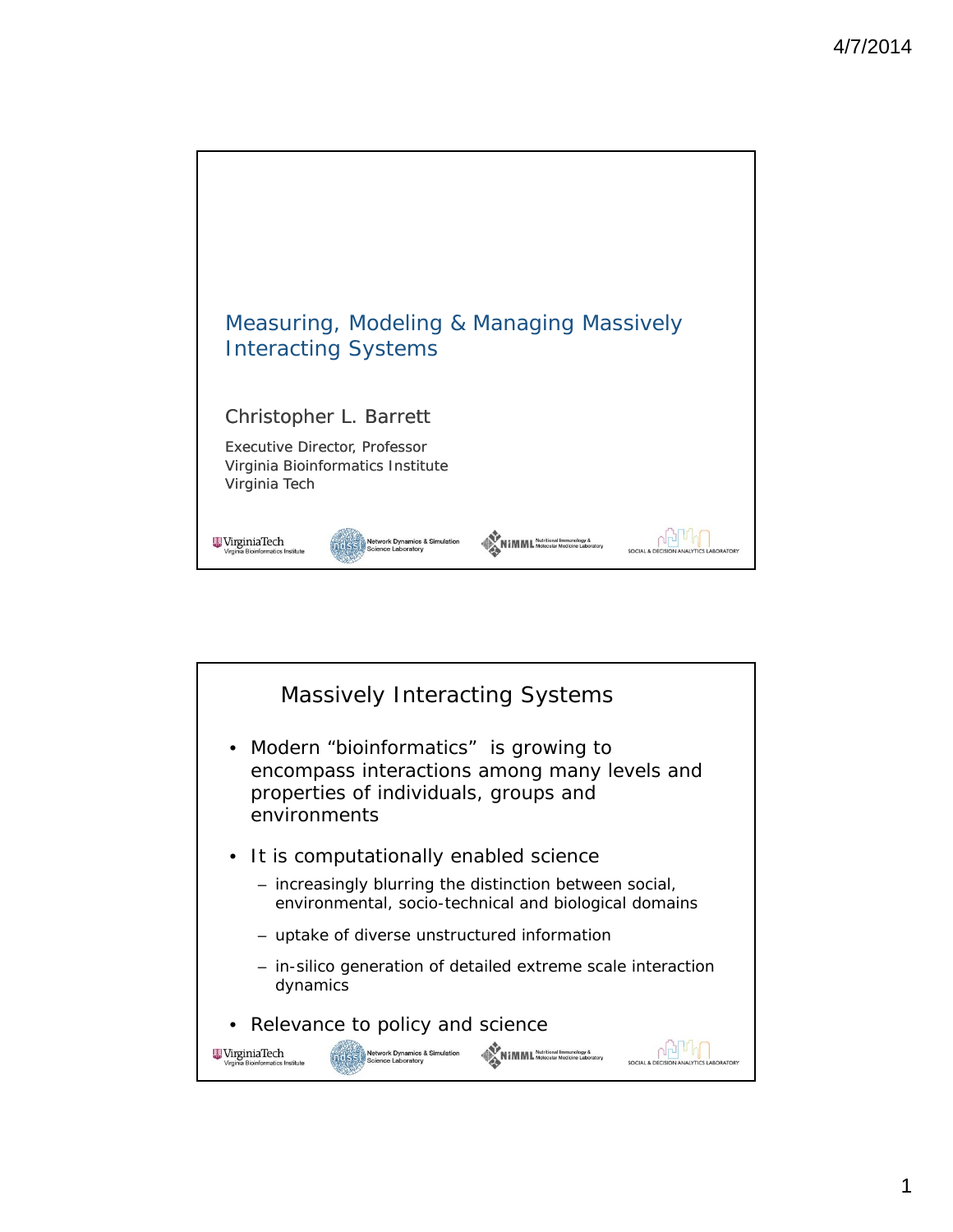# Measuring, Modeling & Managing Massively Interacting Systems

Christopher L. Barrett

Executive Director, Professor
Virginia Bioinformatics Institute
Virginia Tech

VirginiaTech Virginia Bioinformatics Institute — Network Dynamics & Simulation Science Laboratory — NIMML Nutritional Immunology & Molecular Medicine Laboratory — Social & Decision Analytics Laboratory

## Massively Interacting Systems

- Modern “bioinformatics” is growing to encompass interactions among many levels and properties of individuals, groups and environments
- It is computationally enabled science
  - increasingly blurring the distinction between social, environmental, socio-technical and biological domains
  - uptake of diverse unstructured information
  - in-silico generation of detailed extreme scale interaction dynamics
- Relevance to policy and science

VirginiaTech Virginia Bioinformatics Institute — Network Dynamics & Simulation Science Laboratory — NIMML Nutritional Immunology & Molecular Medicine Laboratory — Social & Decision Analytics Laboratory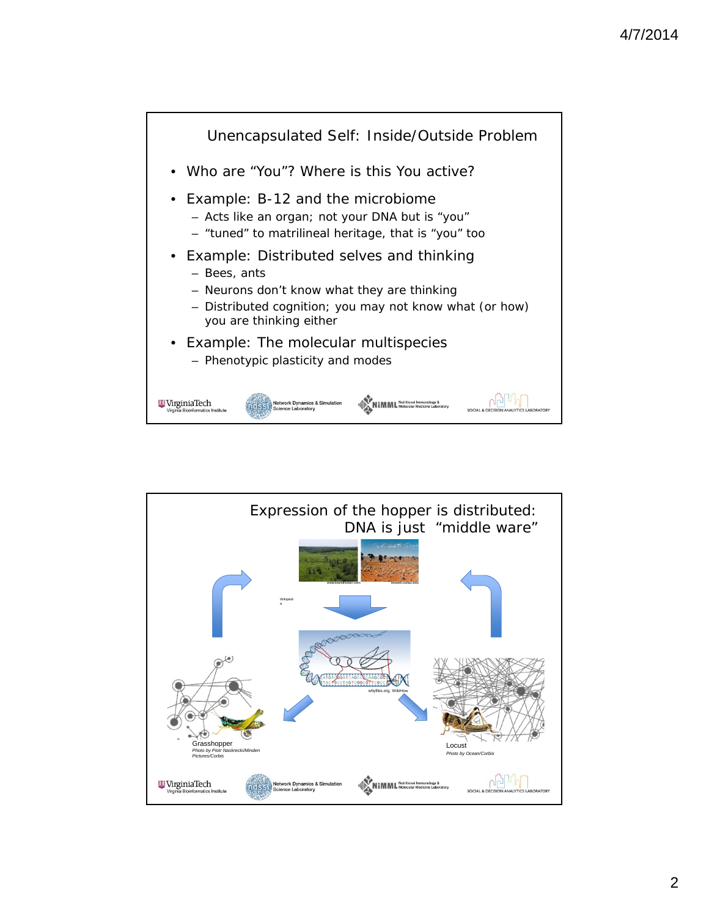## Unencapsulated Self: Inside/Outside Problem

- Who are "You"? Where is this You active?
- Example: B-12 and the microbiome
  - Acts like an organ; not your DNA but is "you"
  - "tuned" to matrilineal heritage, that is "you" too
- Example: Distributed selves and thinking
  - Bees, ants
  - Neurons don't know what they are thinking
  - Distributed cognition; you may not know what (or how) you are thinking either
- Example: The molecular multispecies
  - Phenotypic plasticity and modes

VirginiaTech Virginia Bioinformatics Institute | Network Dynamics & Simulation Science Laboratory | NIMML Nutritional Immunology & Molecular Medicine Laboratory | SOCIAL & DECISION ANALYTICS LABORATORY

## Expression of the hopper is distributed: DNA is just "middle ware"

ontariowildflower.com    bioweb.uwlax.edu

Wikipedia

whyfiles.org, WikiHow

Grasshopper
*Photo by Piotr Naskrecki/Minden Pictures/Corbis*

Locust
*Photo by Ocean/Corbis*

VirginiaTech Virginia Bioinformatics Institute | Network Dynamics & Simulation Science Laboratory | NIMML Nutritional Immunology & Molecular Medicine Laboratory | SOCIAL & DECISION ANALYTICS LABORATORY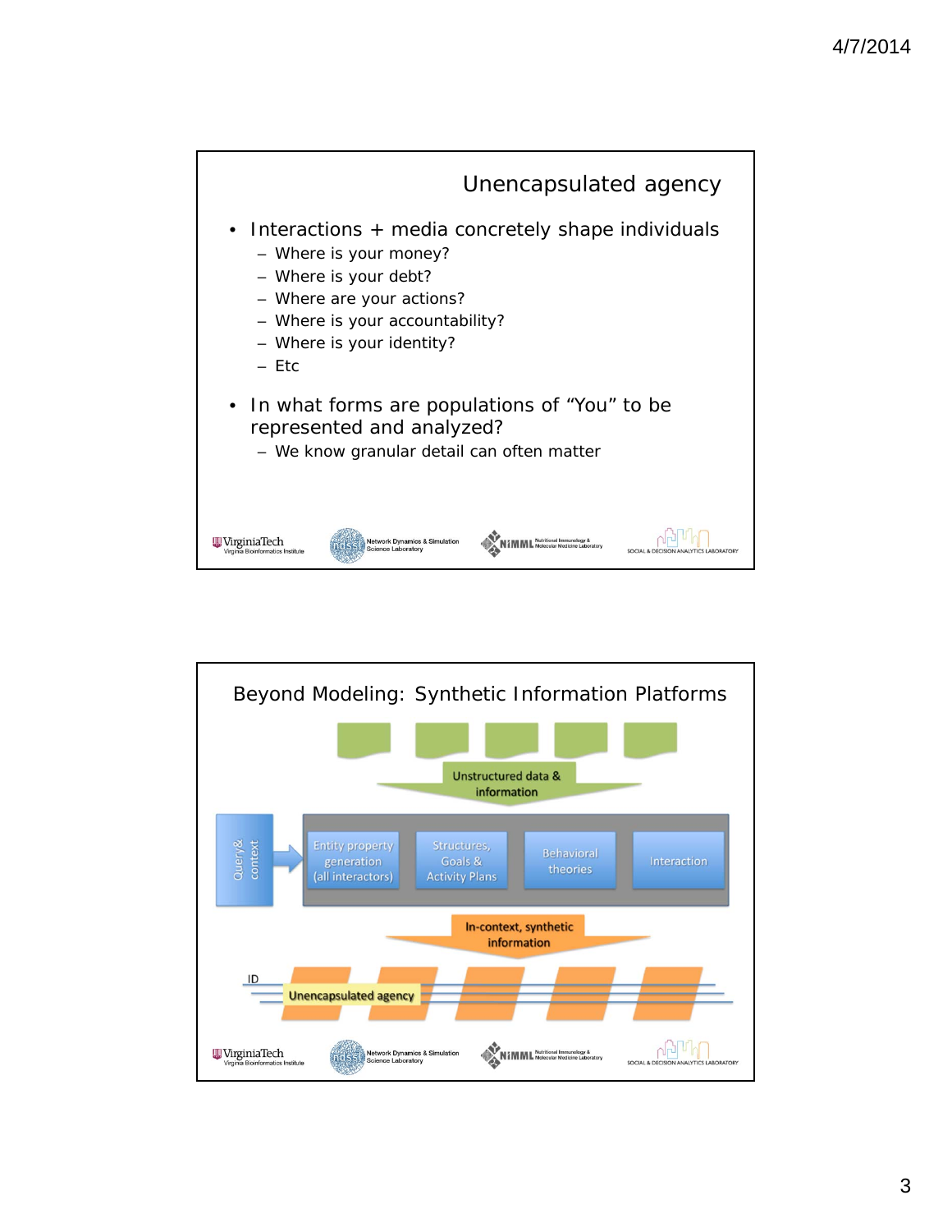## Unencapsulated agency

- Interactions + media concretely shape individuals
  - Where is your money?
  - Where is your debt?
  - Where are your actions?
  - Where is your accountability?
  - Where is your identity?
  - Etc
- In what forms are populations of “You” to be represented and analyzed?
  - We know granular detail can often matter

## Beyond Modeling: Synthetic Information Platforms

Unstructured data & information

Query& context

Entity property generation (all interactors)

Structures, Goals & Activity Plans

Behavioral theories

Interaction

In-context, synthetic information

ID

Unencapsulated agency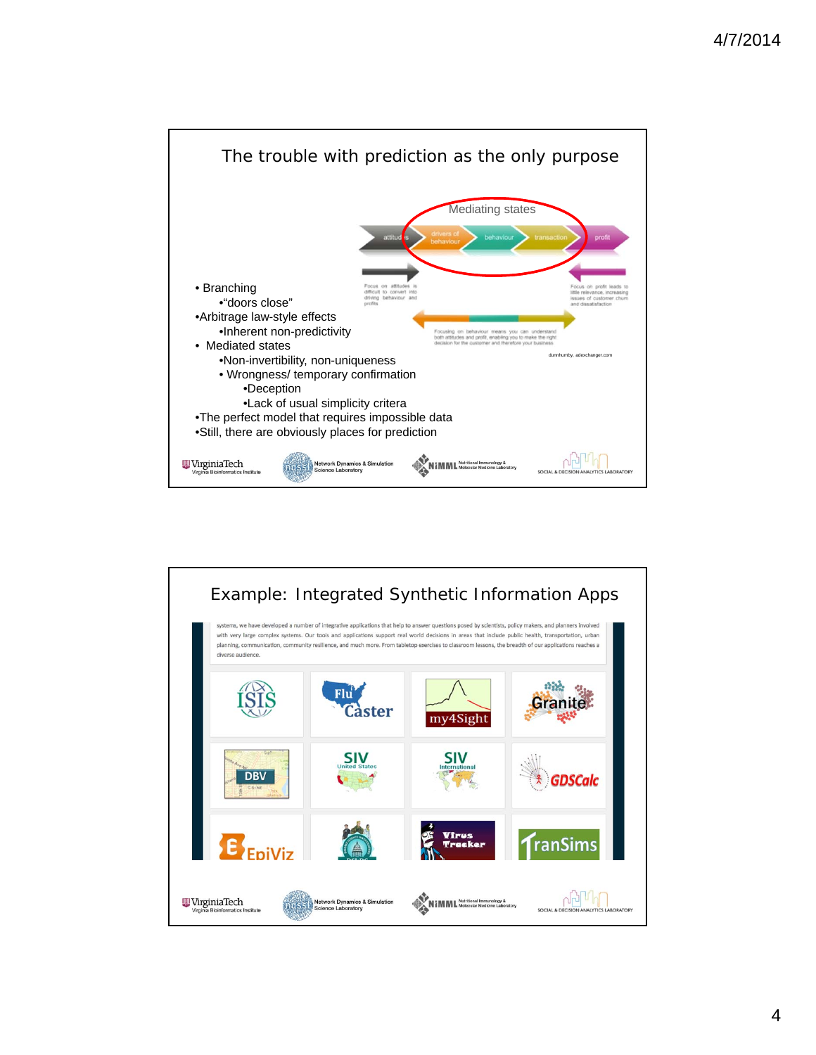## The trouble with prediction as the only purpose

Mediating states

attitudes → drivers of behaviour → behaviour → transaction → profit

Focus on attitudes is difficult to convert into driving behaviour and profits

Focus on profit leads to little relevance, increasing issues of customer churn and dissatisfaction

Focusing on behaviour means you can understand both attitudes and profit, enabling you to make the right decision for the customer and therefore your business

dunnhumby, adexchanger.com

- Branching
  - "doors close"
- Arbitrage law-style effects
  - Inherent non-predictivity
- Mediated states
  - Non-invertibility, non-uniqueness
  - Wrongness/ temporary confirmation
    - Deception
    - Lack of usual simplicity critera
- The perfect model that requires impossible data
- Still, there are obviously places for prediction

## Example: Integrated Synthetic Information Apps

systems, we have developed a number of integrative applications that help to answer questions posed by scientists, policy makers, and planners involved with very large complex systems. Our tools and applications support real world decisions in areas that include public health, transportation, urban planning, communication, community resilience, and much more. From tabletop exercises to classroom lessons, the breadth of our applications reaches a diverse audience.

ISIS, FluCaster, my4Sight, Granite, DBV, SIV United States, SIV International, GDSCalc, EpiViz, DSLDC, Virus Tracker, TranSims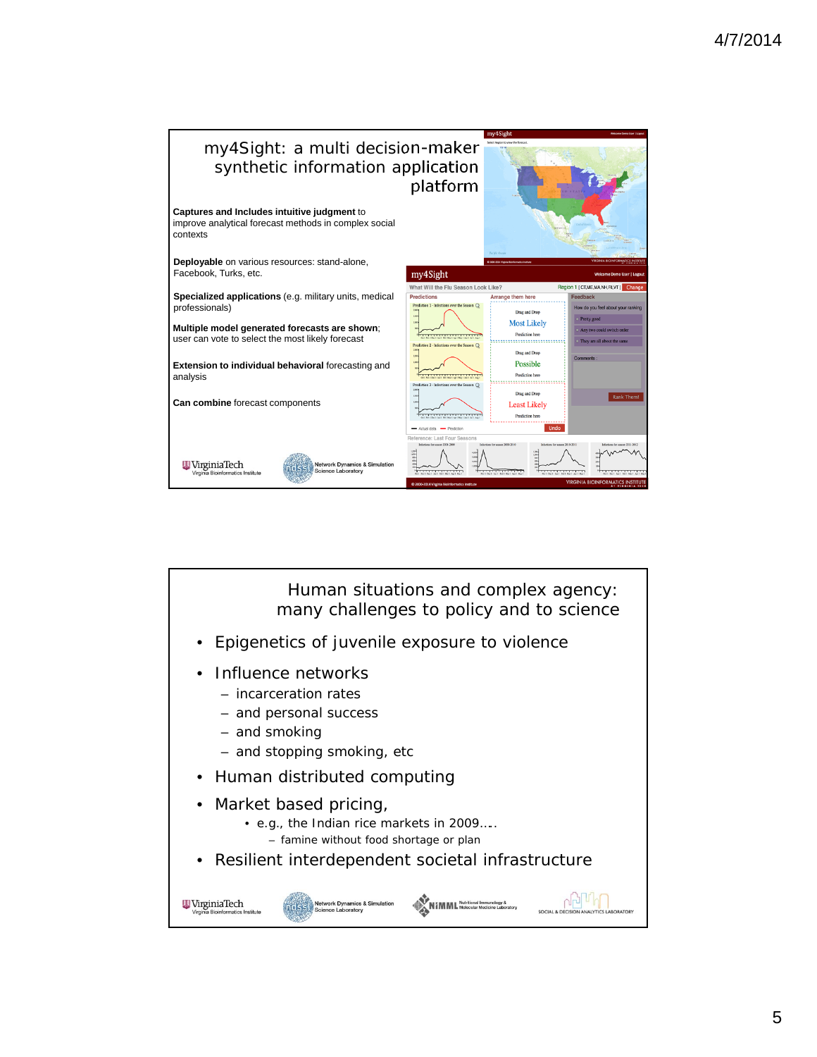## my4Sight: a multi decision-maker synthetic information application platform

**Captures and Includes intuitive judgment** to improve analytical forecast methods in complex social contexts

**Deployable** on various resources: stand-alone, Facebook, Turks, etc.

**Specialized applications** (e.g. military units, medical professionals)

**Multiple model generated forecasts are shown**; user can vote to select the most likely forecast

**Extension to individual behavioral** forecasting and analysis

**Can combine** forecast components

## Human situations and complex agency: many challenges to policy and to science

- Epigenetics of juvenile exposure to violence
- Influence networks
  - incarceration rates
  - and personal success
  - and smoking
  - and stopping smoking, etc
- Human distributed computing
- Market based pricing,
  - e.g., the Indian rice markets in 2009….
    - famine without food shortage or plan
- Resilient interdependent societal infrastructure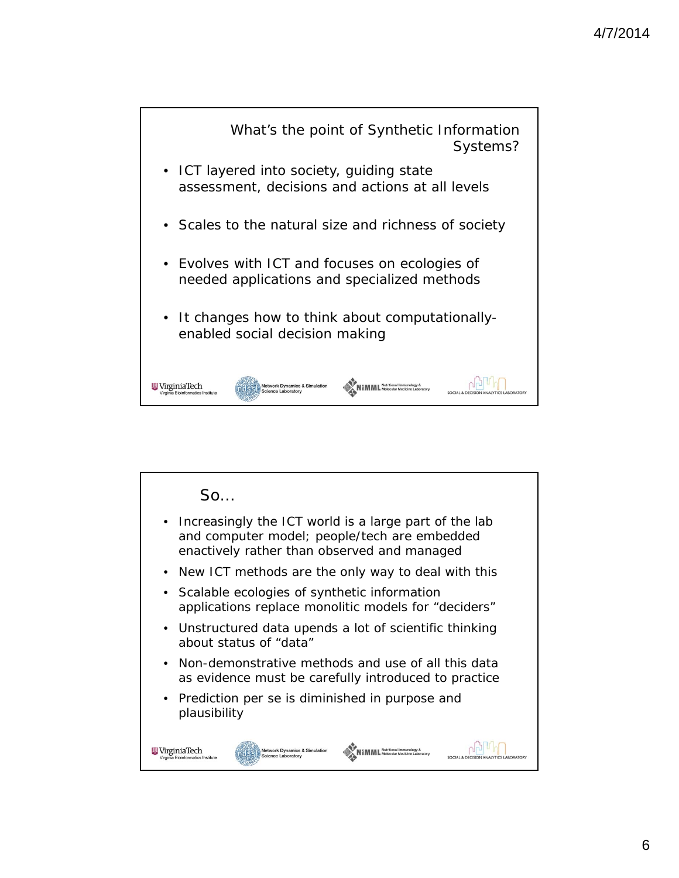## What's the point of Synthetic Information Systems?

- ICT layered into society, guiding state assessment, decisions and actions at all levels
- Scales to the natural size and richness of society
- Evolves with ICT and focuses on ecologies of needed applications and specialized methods
- It changes how to think about computationally-enabled social decision making

VirginiaTech Virginia Bioinformatics Institute | Network Dynamics & Simulation Science Laboratory | NIMML Nutritional Immunology & Molecular Medicine Laboratory | SOCIAL & DECISION ANALYTICS LABORATORY

## So…

- Increasingly the ICT world is a large part of the lab and computer model; people/tech are embedded enactively rather than observed and managed
- New ICT methods are the only way to deal with this
- Scalable ecologies of synthetic information applications replace monolitic models for "deciders"
- Unstructured data upends a lot of scientific thinking about status of "data"
- Non-demonstrative methods and use of all this data as evidence must be carefully introduced to practice
- Prediction per se is diminished in purpose and plausibility

VirginiaTech Virginia Bioinformatics Institute | Network Dynamics & Simulation Science Laboratory | NIMML Nutritional Immunology & Molecular Medicine Laboratory | SOCIAL & DECISION ANALYTICS LABORATORY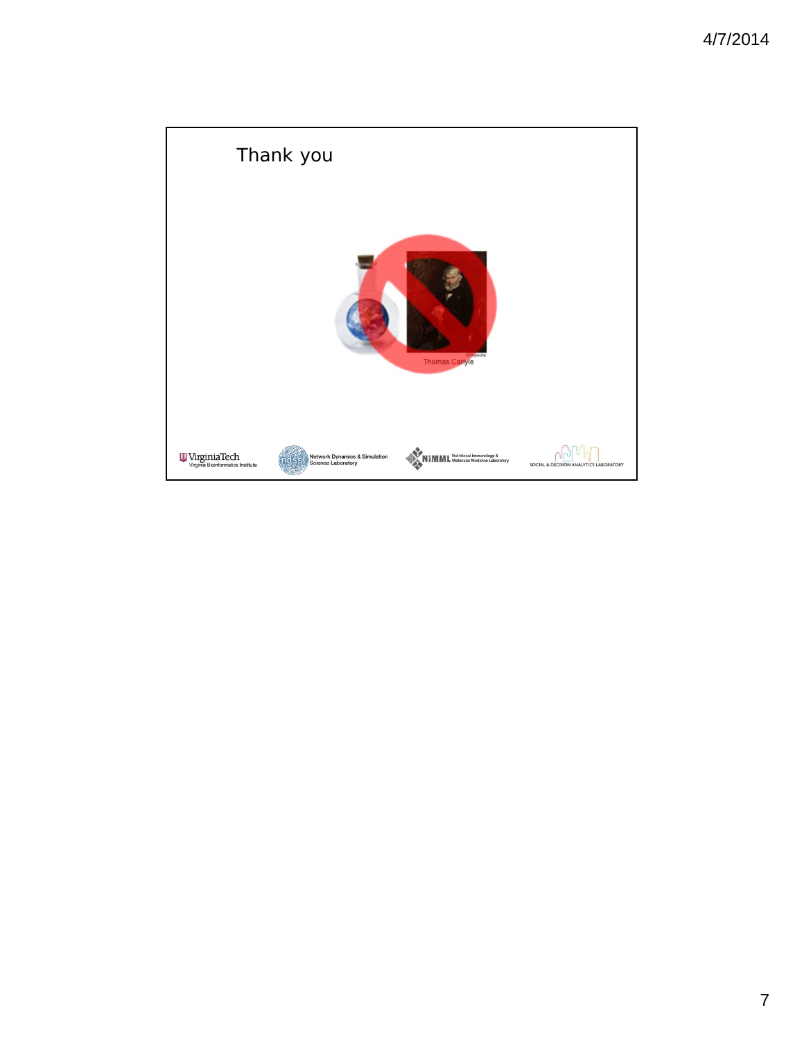# Thank you

Thomas Carlyle

Virginia Tech Virginia Bioinformatics Institute

Network Dynamics & Simulation Science Laboratory

NIMML Nutritional Immunology & Molecular Medicine Laboratory

SOCIAL & DECISION ANALYTICS LABORATORY